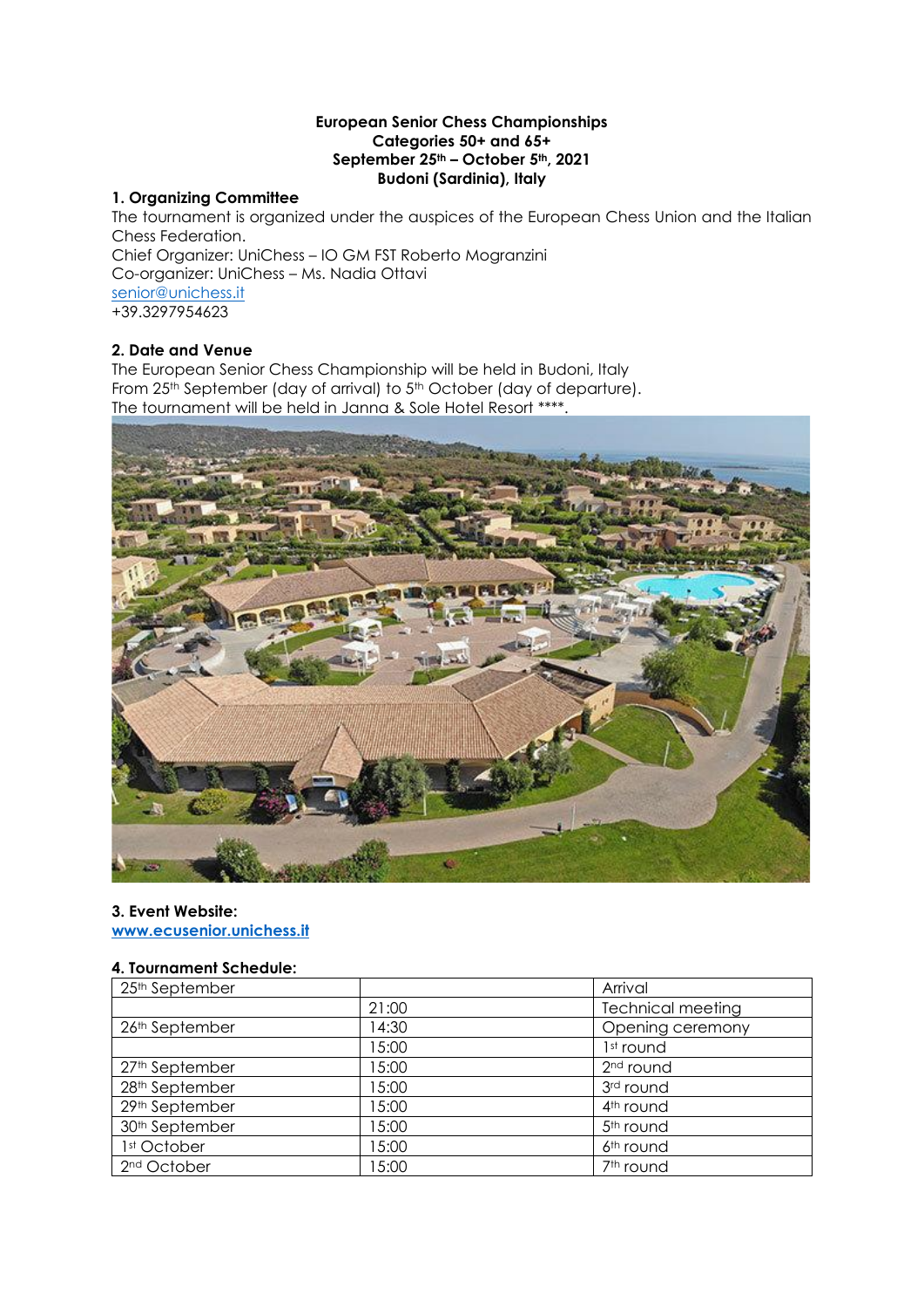**European Senior Chess Championships**
**Categories 50+ and 65+**
**September 25th – October 5th, 2021**
**Budoni (Sardinia), Italy**

## 1. Organizing Committee

The tournament is organized under the auspices of the European Chess Union and the Italian Chess Federation.
Chief Organizer: UniChess – IO GM FST Roberto Mogranzini
Co-organizer: UniChess – Ms. Nadia Ottavi
senior@unichess.it
+39.3297954623

## 2. Date and Venue

The European Senior Chess Championship will be held in Budoni, Italy
From 25th September (day of arrival) to 5th October (day of departure).
The tournament will be held in Janna & Sole Hotel Resort ****.

## 3. Event Website:

**www.ecusenior.unichess.it**

## 4. Tournament Schedule:

| | | |
|---|---|---|
| 25th September | | Arrival |
| | 21:00 | Technical meeting |
| 26th September | 14:30 | Opening ceremony |
| | 15:00 | 1st round |
| 27th September | 15:00 | 2nd round |
| 28th September | 15:00 | 3rd round |
| 29th September | 15:00 | 4th round |
| 30th September | 15:00 | 5th round |
| 1st October | 15:00 | 6th round |
| 2nd October | 15:00 | 7th round |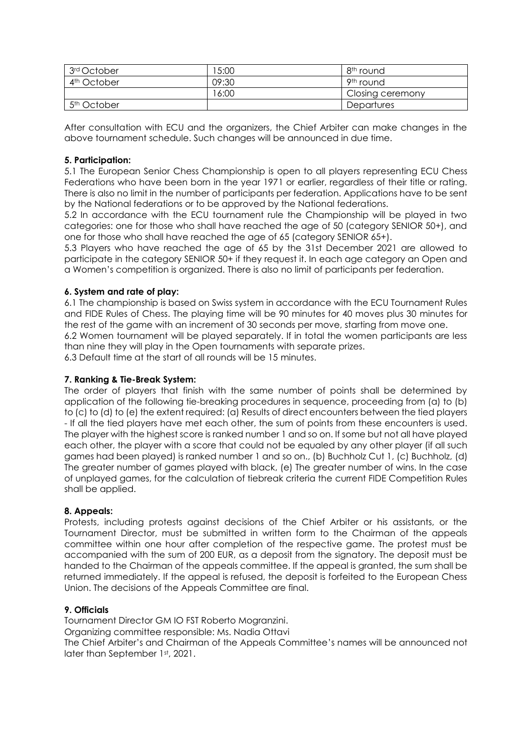| 3rd October | 15:00 | 8th round |
| --- | --- | --- |
| 4th October | 09:30 | 9th round |
|  | 16:00 | Closing ceremony |
| 5th October |  | Departures |

After consultation with ECU and the organizers, the Chief Arbiter can make changes in the above tournament schedule. Such changes will be announced in due time.

**5. Participation:**

5.1 The European Senior Chess Championship is open to all players representing ECU Chess Federations who have been born in the year 1971 or earlier, regardless of their title or rating. There is also no limit in the number of participants per federation. Applications have to be sent by the National federations or to be approved by the National federations.

5.2 In accordance with the ECU tournament rule the Championship will be played in two categories: one for those who shall have reached the age of 50 (category SENIOR 50+), and one for those who shall have reached the age of 65 (category SENIOR 65+).

5.3 Players who have reached the age of 65 by the 31st December 2021 are allowed to participate in the category SENIOR 50+ if they request it. In each age category an Open and a Women's competition is organized. There is also no limit of participants per federation.

**6. System and rate of play:**

6.1 The championship is based on Swiss system in accordance with the ECU Tournament Rules and FIDE Rules of Chess. The playing time will be 90 minutes for 40 moves plus 30 minutes for the rest of the game with an increment of 30 seconds per move, starting from move one.

6.2 Women tournament will be played separately. If in total the women participants are less than nine they will play in the Open tournaments with separate prizes.

6.3 Default time at the start of all rounds will be 15 minutes.

**7. Ranking & Tie-Break System:**

The order of players that finish with the same number of points shall be determined by application of the following tie-breaking procedures in sequence, proceeding from (a) to (b) to (c) to (d) to (e) the extent required: (a) Results of direct encounters between the tied players - If all the tied players have met each other, the sum of points from these encounters is used. The player with the highest score is ranked number 1 and so on. If some but not all have played each other, the player with a score that could not be equaled by any other player (if all such games had been played) is ranked number 1 and so on., (b) Buchholz Cut 1, (c) Buchholz, (d) The greater number of games played with black, (e) The greater number of wins. In the case of unplayed games, for the calculation of tiebreak criteria the current FIDE Competition Rules shall be applied.

**8. Appeals:**

Protests, including protests against decisions of the Chief Arbiter or his assistants, or the Tournament Director, must be submitted in written form to the Chairman of the appeals committee within one hour after completion of the respective game. The protest must be accompanied with the sum of 200 EUR, as a deposit from the signatory. The deposit must be handed to the Chairman of the appeals committee. If the appeal is granted, the sum shall be returned immediately. If the appeal is refused, the deposit is forfeited to the European Chess Union. The decisions of the Appeals Committee are final.

**9. Officials**

Tournament Director GM IO FST Roberto Mogranzini.

Organizing committee responsible: Ms. Nadia Ottavi

The Chief Arbiter's and Chairman of the Appeals Committee's names will be announced not later than September 1st, 2021.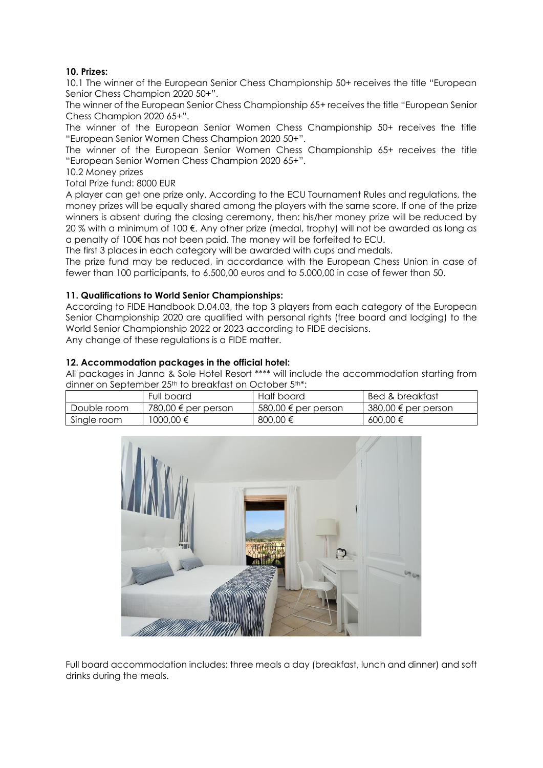**10. Prizes:**

10.1 The winner of the European Senior Chess Championship 50+ receives the title "European Senior Chess Champion 2020 50+".

The winner of the European Senior Chess Championship 65+ receives the title "European Senior Chess Champion 2020 65+".

The winner of the European Senior Women Chess Championship 50+ receives the title "European Senior Women Chess Champion 2020 50+".

The winner of the European Senior Women Chess Championship 65+ receives the title "European Senior Women Chess Champion 2020 65+".

10.2 Money prizes

Total Prize fund: 8000 EUR

A player can get one prize only. According to the ECU Tournament Rules and regulations, the money prizes will be equally shared among the players with the same score. If one of the prize winners is absent during the closing ceremony, then: his/her money prize will be reduced by 20 % with a minimum of 100 €. Any other prize (medal, trophy) will not be awarded as long as a penalty of 100€ has not been paid. The money will be forfeited to ECU.

The first 3 places in each category will be awarded with cups and medals.

The prize fund may be reduced, in accordance with the European Chess Union in case of fewer than 100 participants, to 6.500,00 euros and to 5.000,00 in case of fewer than 50.

**11. Qualifications to World Senior Championships:**

According to FIDE Handbook D.04.03, the top 3 players from each category of the European Senior Championship 2020 are qualified with personal rights (free board and lodging) to the World Senior Championship 2022 or 2023 according to FIDE decisions.

Any change of these regulations is a FIDE matter.

**12. Accommodation packages in the official hotel:**

All packages in Janna & Sole Hotel Resort **** will include the accommodation starting from dinner on September 25th to breakfast on October 5th*:

| | Full board | Half board | Bed & breakfast |
|---|---|---|---|
| Double room | 780,00 € per person | 580,00 € per person | 380,00 € per person |
| Single room | 1000,00 € | 800,00 € | 600,00 € |

Full board accommodation includes: three meals a day (breakfast, lunch and dinner) and soft drinks during the meals.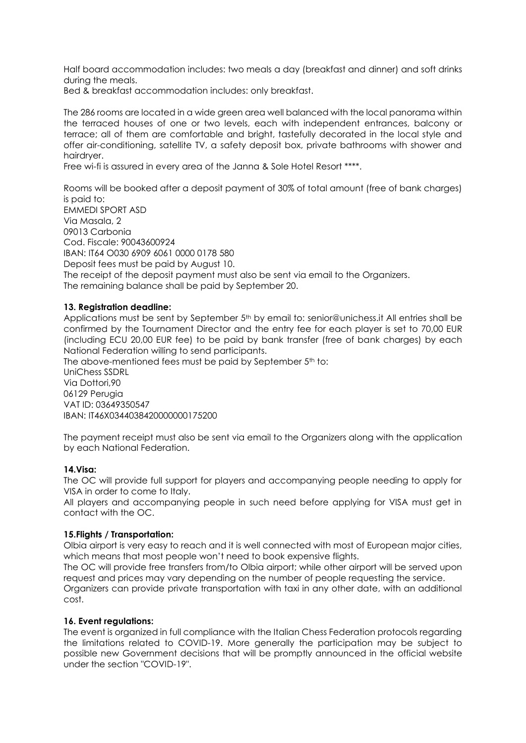Half board accommodation includes: two meals a day (breakfast and dinner) and soft drinks during the meals.

Bed & breakfast accommodation includes: only breakfast.

The 286 rooms are located in a wide green area well balanced with the local panorama within the terraced houses of one or two levels, each with independent entrances, balcony or terrace; all of them are comfortable and bright, tastefully decorated in the local style and offer air-conditioning, satellite TV, a safety deposit box, private bathrooms with shower and hairdryer.

Free wi-fi is assured in every area of the Janna & Sole Hotel Resort ****.

Rooms will be booked after a deposit payment of 30% of total amount (free of bank charges) is paid to:

EMMEDI SPORT ASD
Via Masala, 2
09013 Carbonia
Cod. Fiscale: 90043600924
IBAN: IT64 O030 6909 6061 0000 0178 580
Deposit fees must be paid by August 10.
The receipt of the deposit payment must also be sent via email to the Organizers.
The remaining balance shall be paid by September 20.

**13. Registration deadline:**

Applications must be sent by September 5th by email to: senior@unichess.it All entries shall be confirmed by the Tournament Director and the entry fee for each player is set to 70,00 EUR (including ECU 20,00 EUR fee) to be paid by bank transfer (free of bank charges) by each National Federation willing to send participants.

The above-mentioned fees must be paid by September 5th to:

UniChess SSDRL
Via Dottori,90
06129 Perugia
VAT ID: 03649350547
IBAN: IT46X0344038420000000175200

The payment receipt must also be sent via email to the Organizers along with the application by each National Federation.

**14.Visa:**

The OC will provide full support for players and accompanying people needing to apply for VISA in order to come to Italy.

All players and accompanying people in such need before applying for VISA must get in contact with the OC.

**15.Flights / Transportation:**

Olbia airport is very easy to reach and it is well connected with most of European major cities, which means that most people won't need to book expensive flights.

The OC will provide free transfers from/to Olbia airport; while other airport will be served upon request and prices may vary depending on the number of people requesting the service.

Organizers can provide private transportation with taxi in any other date, with an additional cost.

**16. Event regulations:**

The event is organized in full compliance with the Italian Chess Federation protocols regarding the limitations related to COVID-19. More generally the participation may be subject to possible new Government decisions that will be promptly announced in the official website under the section "COVID-19".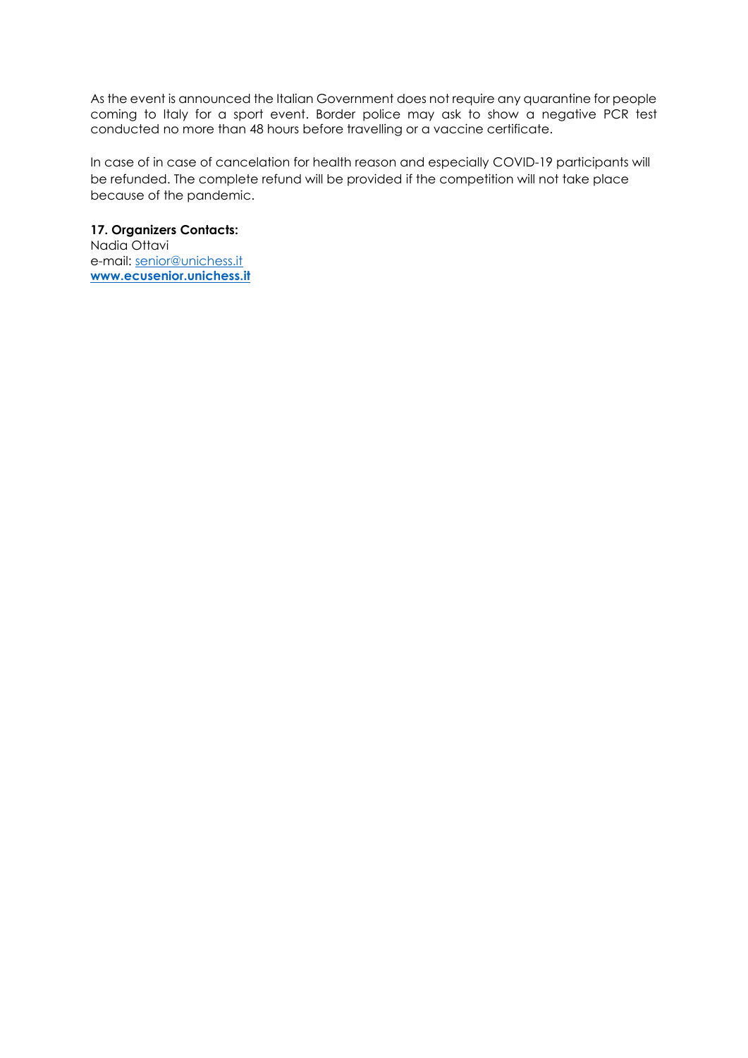As the event is announced the Italian Government does not require any quarantine for people coming to Italy for a sport event. Border police may ask to show a negative PCR test conducted no more than 48 hours before travelling or a vaccine certificate.

In case of in case of cancelation for health reason and especially COVID-19 participants will be refunded. The complete refund will be provided if the competition will not take place because of the pandemic.

**17. Organizers Contacts:**
Nadia Ottavi
e-mail: senior@unichess.it
**www.ecusenior.unichess.it**